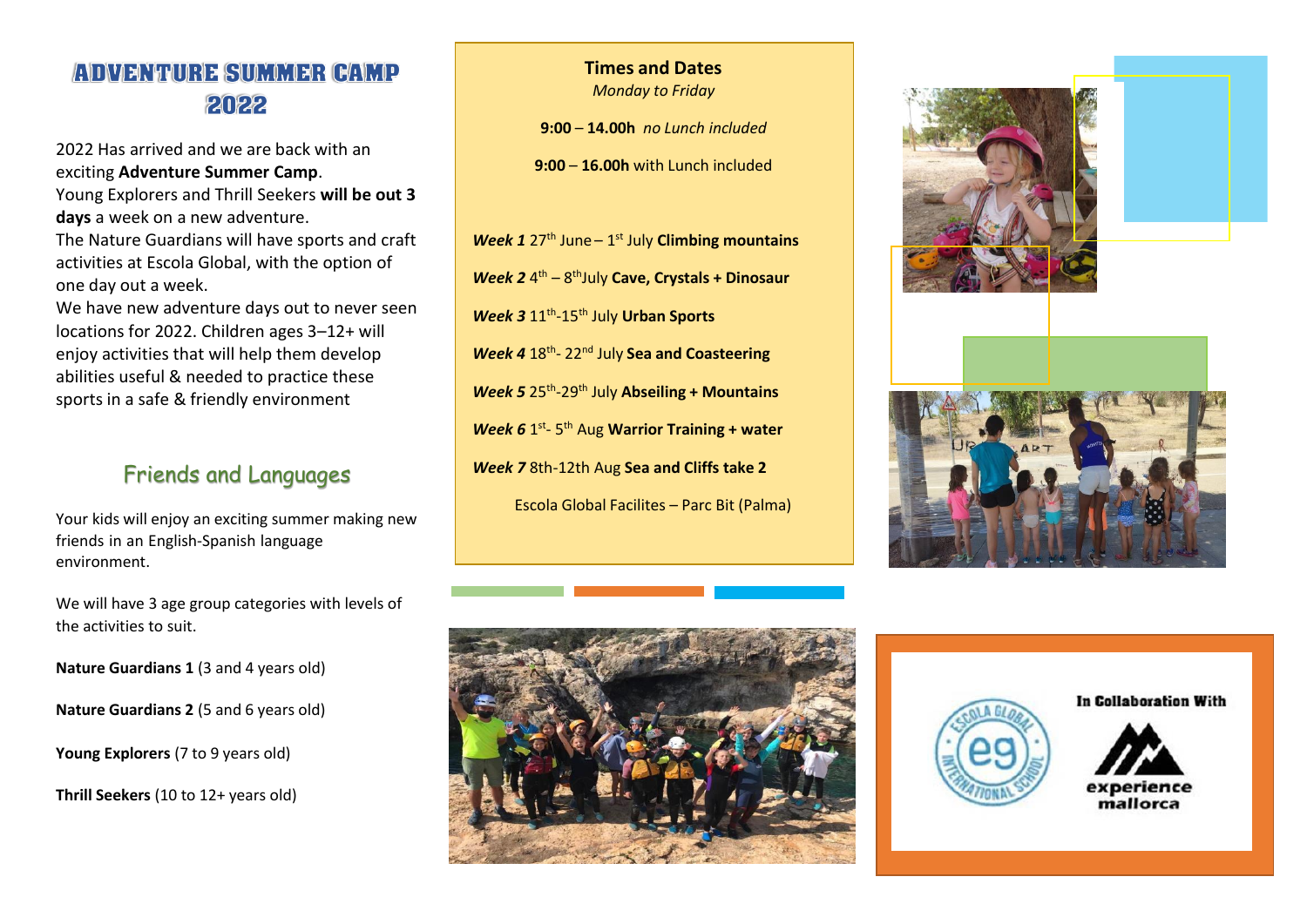# ADVENTURE SUMMER CAMP 2022

2022 Has arrived and we are back with an exciting **Adventure Summer Camp**.
Young Explorers and Thrill Seekers **will be out 3 days** a week on a new adventure.
The Nature Guardians will have sports and craft activities at Escola Global, with the option of one day out a week.
We have new adventure days out to never seen locations for 2022. Children ages 3–12+ will enjoy activities that will help them develop abilities useful & needed to practice these sports in a safe & friendly environment

## Friends and Languages

Your kids will enjoy an exciting summer making new friends in an English-Spanish language environment.

We will have 3 age group categories with levels of the activities to suit.

**Nature Guardians 1** (3 and 4 years old)

**Nature Guardians 2** (5 and 6 years old)

**Young Explorers** (7 to 9 years old)

**Thrill Seekers** (10 to 12+ years old)

**Times and Dates**
*Monday to Friday*

**9:00** – **14.00h** *no Lunch included*

**9:00** – **16.00h** with Lunch included

***Week 1*** 27th June – 1st July **Climbing mountains**

***Week 2*** 4th – 8th July **Cave, Crystals + Dinosaur**

***Week 3*** 11th-15th July **Urban Sports**

***Week 4*** 18th- 22nd July **Sea and Coasteering**

***Week 5*** 25th-29th July **Abseiling + Mountains**

***Week 6*** 1st- 5th Aug **Warrior Training + water**

***Week 7*** 8th-12th Aug **Sea and Cliffs take 2**

Escola Global Facilites – Parc Bit (Palma)

In Collaboration With

experience mallorca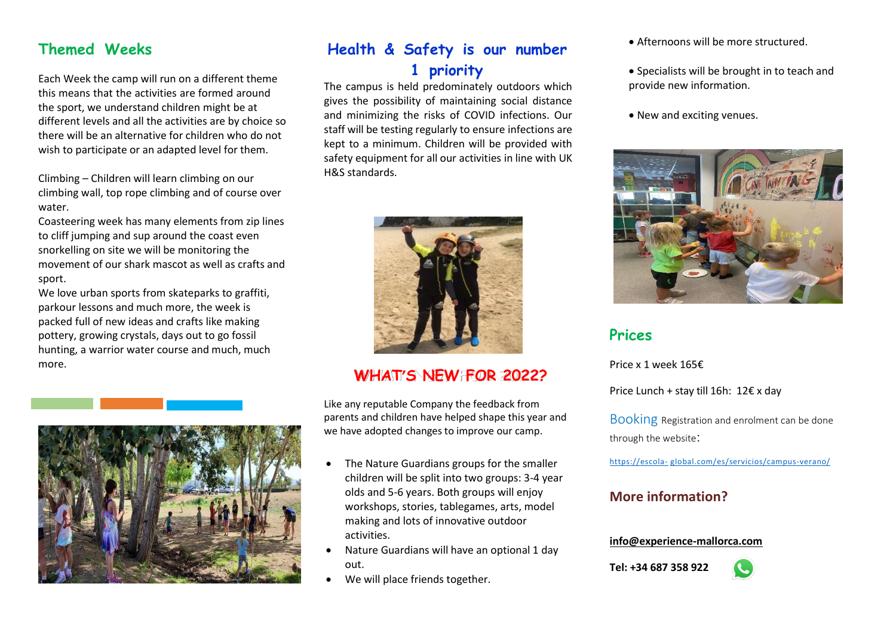## Themed Weeks

Each Week the camp will run on a different theme this means that the activities are formed around the sport, we understand children might be at different levels and all the activities are by choice so there will be an alternative for children who do not wish to participate or an adapted level for them.

Climbing – Children will learn climbing on our climbing wall, top rope climbing and of course over water.
Coasteering week has many elements from zip lines to cliff jumping and sup around the coast even snorkelling on site we will be monitoring the movement of our shark mascot as well as crafts and sport.
We love urban sports from skateparks to graffiti, parkour lessons and much more, the week is packed full of new ideas and crafts like making pottery, growing crystals, days out to go fossil hunting, a warrior water course and much, much more.

## Health & Safety is our number 1 priority

The campus is held predominately outdoors which gives the possibility of maintaining social distance and minimizing the risks of COVID infections. Our staff will be testing regularly to ensure infections are kept to a minimum. Children will be provided with safety equipment for all our activities in line with UK H&S standards.

## WHAT'S NEW FOR 2022?

Like any reputable Company the feedback from parents and children have helped shape this year and we have adopted changes to improve our camp.

- The Nature Guardians groups for the smaller children will be split into two groups: 3-4 year olds and 5-6 years. Both groups will enjoy workshops, stories, tablegames, arts, model making and lots of innovative outdoor activities.
- Nature Guardians will have an optional 1 day out.
- We will place friends together.
- Afternoons will be more structured.
- Specialists will be brought in to teach and provide new information.
- New and exciting venues.

## Prices

Price x 1 week 165€

Price Lunch + stay till 16h: 12€ x day

Booking Registration and enrolment can be done through the website:

https://escola- global.com/es/servicios/campus-verano/

## More information?

**info@experience-mallorca.com**

**Tel: +34 687 358 922**